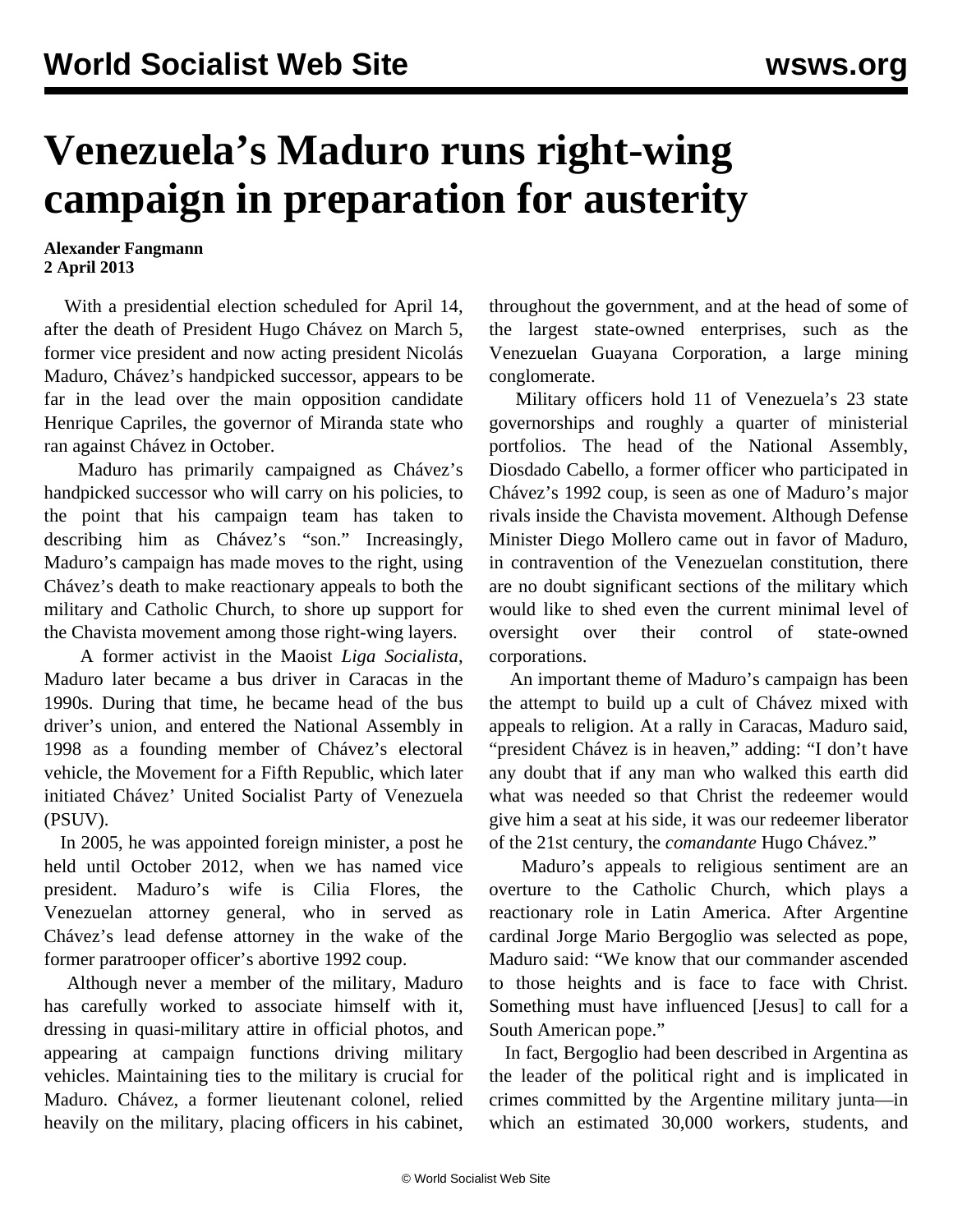# Venezuela's Maduro runs right-wing campaign in preparation for austerity

**Alexander Fangmann**
**2 April 2013**

With a presidential election scheduled for April 14, after the death of President Hugo Chávez on March 5, former vice president and now acting president Nicolás Maduro, Chávez's handpicked successor, appears to be far in the lead over the main opposition candidate Henrique Capriles, the governor of Miranda state who ran against Chávez in October.

Maduro has primarily campaigned as Chávez's handpicked successor who will carry on his policies, to the point that his campaign team has taken to describing him as Chávez's "son." Increasingly, Maduro's campaign has made moves to the right, using Chávez's death to make reactionary appeals to both the military and Catholic Church, to shore up support for the Chavista movement among those right-wing layers.

A former activist in the Maoist *Liga Socialista*, Maduro later became a bus driver in Caracas in the 1990s. During that time, he became head of the bus driver's union, and entered the National Assembly in 1998 as a founding member of Chávez's electoral vehicle, the Movement for a Fifth Republic, which later initiated Chávez' United Socialist Party of Venezuela (PSUV).

In 2005, he was appointed foreign minister, a post he held until October 2012, when we has named vice president. Maduro's wife is Cilia Flores, the Venezuelan attorney general, who in served as Chávez's lead defense attorney in the wake of the former paratrooper officer's abortive 1992 coup.

Although never a member of the military, Maduro has carefully worked to associate himself with it, dressing in quasi-military attire in official photos, and appearing at campaign functions driving military vehicles. Maintaining ties to the military is crucial for Maduro. Chávez, a former lieutenant colonel, relied heavily on the military, placing officers in his cabinet, throughout the government, and at the head of some of the largest state-owned enterprises, such as the Venezuelan Guayana Corporation, a large mining conglomerate.

Military officers hold 11 of Venezuela's 23 state governorships and roughly a quarter of ministerial portfolios. The head of the National Assembly, Diosdado Cabello, a former officer who participated in Chávez's 1992 coup, is seen as one of Maduro's major rivals inside the Chavista movement. Although Defense Minister Diego Mollero came out in favor of Maduro, in contravention of the Venezuelan constitution, there are no doubt significant sections of the military which would like to shed even the current minimal level of oversight over their control of state-owned corporations.

An important theme of Maduro's campaign has been the attempt to build up a cult of Chávez mixed with appeals to religion. At a rally in Caracas, Maduro said, "president Chávez is in heaven," adding: "I don't have any doubt that if any man who walked this earth did what was needed so that Christ the redeemer would give him a seat at his side, it was our redeemer liberator of the 21st century, the *comandante* Hugo Chávez."

Maduro's appeals to religious sentiment are an overture to the Catholic Church, which plays a reactionary role in Latin America. After Argentine cardinal Jorge Mario Bergoglio was selected as pope, Maduro said: "We know that our commander ascended to those heights and is face to face with Christ. Something must have influenced [Jesus] to call for a South American pope."

In fact, Bergoglio had been described in Argentina as the leader of the political right and is implicated in crimes committed by the Argentine military junta—in which an estimated 30,000 workers, students, and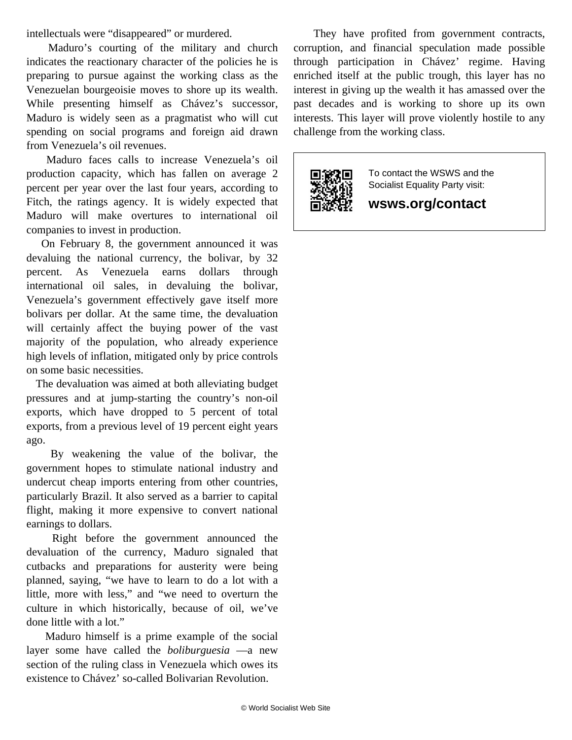intellectuals were "disappeared" or murdered.

Maduro's courting of the military and church indicates the reactionary character of the policies he is preparing to pursue against the working class as the Venezuelan bourgeoisie moves to shore up its wealth. While presenting himself as Chávez's successor, Maduro is widely seen as a pragmatist who will cut spending on social programs and foreign aid drawn from Venezuela's oil revenues.

Maduro faces calls to increase Venezuela's oil production capacity, which has fallen on average 2 percent per year over the last four years, according to Fitch, the ratings agency. It is widely expected that Maduro will make overtures to international oil companies to invest in production.

On February 8, the government announced it was devaluing the national currency, the bolivar, by 32 percent. As Venezuela earns dollars through international oil sales, in devaluing the bolivar, Venezuela's government effectively gave itself more bolivars per dollar. At the same time, the devaluation will certainly affect the buying power of the vast majority of the population, who already experience high levels of inflation, mitigated only by price controls on some basic necessities.

The devaluation was aimed at both alleviating budget pressures and at jump-starting the country's non-oil exports, which have dropped to 5 percent of total exports, from a previous level of 19 percent eight years ago.

By weakening the value of the bolivar, the government hopes to stimulate national industry and undercut cheap imports entering from other countries, particularly Brazil. It also served as a barrier to capital flight, making it more expensive to convert national earnings to dollars.

Right before the government announced the devaluation of the currency, Maduro signaled that cutbacks and preparations for austerity were being planned, saying, "we have to learn to do a lot with a little, more with less," and "we need to overturn the culture in which historically, because of oil, we've done little with a lot."

Maduro himself is a prime example of the social layer some have called the *boliburguesia* —a new section of the ruling class in Venezuela which owes its existence to Chávez' so-called Bolivarian Revolution.

They have profited from government contracts, corruption, and financial speculation made possible through participation in Chávez' regime. Having enriched itself at the public trough, this layer has no interest in giving up the wealth it has amassed over the past decades and is working to shore up its own interests. This layer will prove violently hostile to any challenge from the working class.

To contact the WSWS and the Socialist Equality Party visit:

**wsws.org/contact**